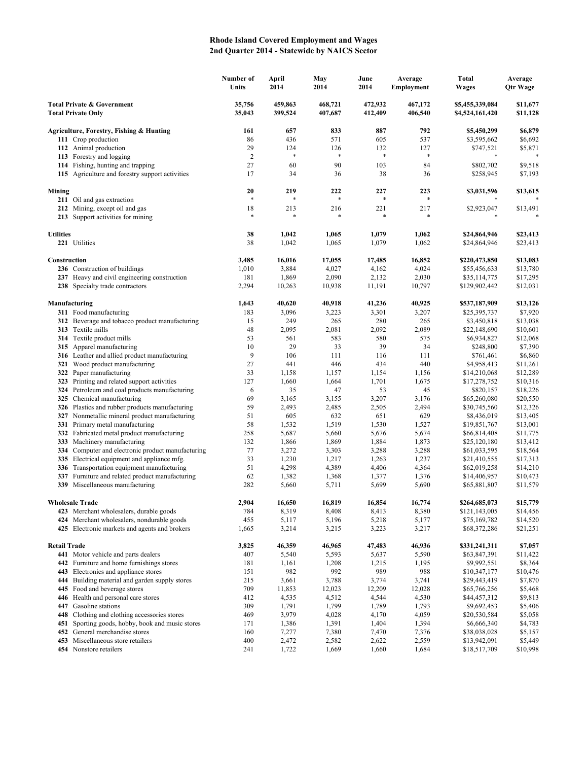# Rhode Island Covered Employment and Wages
## 2nd Quarter 2014 - Statewide by NAICS Sector

| | Number of Units | April 2014 | May 2014 | June 2014 | Average Employment | Total Wages | Average Qtr Wage |
|---|---|---|---|---|---|---|---|
| **Total Private & Government** | **35,756** | **459,863** | **468,721** | **472,932** | **467,172** | **$5,455,339,084** | **$11,677** |
| **Total Private Only** | **35,043** | **399,524** | **407,687** | **412,409** | **406,540** | **$4,524,161,420** | **$11,128** |
| **Agriculture, Forestry, Fishing & Hunting** | **161** | **657** | **833** | **887** | **792** | **$5,450,299** | **$6,879** |
| **111** Crop production | 86 | 436 | 571 | 605 | 537 | $3,595,662 | $6,692 |
| **112** Animal production | 29 | 124 | 126 | 132 | 127 | $747,521 | $5,871 |
| **113** Forestry and logging | 2 | * | * | * | * | * | * |
| **114** Fishing, hunting and trapping | 27 | 60 | 90 | 103 | 84 | $802,702 | $9,518 |
| **115** Agriculture and forestry support activities | 17 | 34 | 36 | 38 | 36 | $258,945 | $7,193 |
| **Mining** | **20** | **219** | **222** | **227** | **223** | **$3,031,596** | **$13,615** |
| **211** Oil and gas extraction | * | * | * | * | * | * | * |
| **212** Mining, except oil and gas | 18 | 213 | 216 | 221 | 217 | $2,923,047 | $13,491 |
| **213** Support activities for mining | * | * | * | * | * | * | * |
| **Utilities** | **38** | **1,042** | **1,065** | **1,079** | **1,062** | **$24,864,946** | **$23,413** |
| **221** Utilities | 38 | 1,042 | 1,065 | 1,079 | 1,062 | $24,864,946 | $23,413 |
| **Construction** | **3,485** | **16,016** | **17,055** | **17,485** | **16,852** | **$220,473,850** | **$13,083** |
| **236** Construction of buildings | 1,010 | 3,884 | 4,027 | 4,162 | 4,024 | $55,456,633 | $13,780 |
| **237** Heavy and civil engineering construction | 181 | 1,869 | 2,090 | 2,132 | 2,030 | $35,114,775 | $17,295 |
| **238** Specialty trade contractors | 2,294 | 10,263 | 10,938 | 11,191 | 10,797 | $129,902,442 | $12,031 |
| **Manufacturing** | **1,643** | **40,620** | **40,918** | **41,236** | **40,925** | **$537,187,909** | **$13,126** |
| **311** Food manufacturing | 183 | 3,096 | 3,223 | 3,301 | 3,207 | $25,395,737 | $7,920 |
| **312** Beverage and tobacco product manufacturing | 15 | 249 | 265 | 280 | 265 | $3,450,818 | $13,038 |
| **313** Textile mills | 48 | 2,095 | 2,081 | 2,092 | 2,089 | $22,148,690 | $10,601 |
| **314** Textile product mills | 53 | 561 | 583 | 580 | 575 | $6,934,827 | $12,068 |
| **315** Apparel manufacturing | 10 | 29 | 33 | 39 | 34 | $248,800 | $7,390 |
| **316** Leather and allied product manufacturing | 9 | 106 | 111 | 116 | 111 | $761,461 | $6,860 |
| **321** Wood product manufacturing | 27 | 441 | 446 | 434 | 440 | $4,958,413 | $11,261 |
| **322** Paper manufacturing | 33 | 1,158 | 1,157 | 1,154 | 1,156 | $14,210,068 | $12,289 |
| **323** Printing and related support activities | 127 | 1,660 | 1,664 | 1,701 | 1,675 | $17,278,752 | $10,316 |
| **324** Petroleum and coal products manufacturing | 6 | 35 | 47 | 53 | 45 | $820,157 | $18,226 |
| **325** Chemical manufacturing | 69 | 3,165 | 3,155 | 3,207 | 3,176 | $65,260,080 | $20,550 |
| **326** Plastics and rubber products manufacturing | 59 | 2,493 | 2,485 | 2,505 | 2,494 | $30,745,560 | $12,326 |
| **327** Nonmetallic mineral product manufacturing | 51 | 605 | 632 | 651 | 629 | $8,436,019 | $13,405 |
| **331** Primary metal manufacturing | 58 | 1,532 | 1,519 | 1,530 | 1,527 | $19,851,767 | $13,001 |
| **332** Fabricated metal product manufacturing | 258 | 5,687 | 5,660 | 5,676 | 5,674 | $66,814,408 | $11,775 |
| **333** Machinery manufacturing | 132 | 1,866 | 1,869 | 1,884 | 1,873 | $25,120,180 | $13,412 |
| **334** Computer and electronic product manufacturing | 77 | 3,272 | 3,303 | 3,288 | 3,288 | $61,033,595 | $18,564 |
| **335** Electrical equipment and appliance mfg. | 33 | 1,230 | 1,217 | 1,263 | 1,237 | $21,410,555 | $17,313 |
| **336** Transportation equipment manufacturing | 51 | 4,298 | 4,389 | 4,406 | 4,364 | $62,019,258 | $14,210 |
| **337** Furniture and related product manufacturing | 62 | 1,382 | 1,368 | 1,377 | 1,376 | $14,406,957 | $10,473 |
| **339** Miscellaneous manufacturing | 282 | 5,660 | 5,711 | 5,699 | 5,690 | $65,881,807 | $11,579 |
| **Wholesale Trade** | **2,904** | **16,650** | **16,819** | **16,854** | **16,774** | **$264,685,073** | **$15,779** |
| **423** Merchant wholesalers, durable goods | 784 | 8,319 | 8,408 | 8,413 | 8,380 | $121,143,005 | $14,456 |
| **424** Merchant wholesalers, nondurable goods | 455 | 5,117 | 5,196 | 5,218 | 5,177 | $75,169,782 | $14,520 |
| **425** Electronic markets and agents and brokers | 1,665 | 3,214 | 3,215 | 3,223 | 3,217 | $68,372,286 | $21,251 |
| **Retail Trade** | **3,825** | **46,359** | **46,965** | **47,483** | **46,936** | **$331,241,311** | **$7,057** |
| **441** Motor vehicle and parts dealers | 407 | 5,540 | 5,593 | 5,637 | 5,590 | $63,847,391 | $11,422 |
| **442** Furniture and home furnishings stores | 181 | 1,161 | 1,208 | 1,215 | 1,195 | $9,992,551 | $8,364 |
| **443** Electronics and appliance stores | 151 | 982 | 992 | 989 | 988 | $10,347,177 | $10,476 |
| **444** Building material and garden supply stores | 215 | 3,661 | 3,788 | 3,774 | 3,741 | $29,443,419 | $7,870 |
| **445** Food and beverage stores | 709 | 11,853 | 12,023 | 12,209 | 12,028 | $65,766,256 | $5,468 |
| **446** Health and personal care stores | 412 | 4,535 | 4,512 | 4,544 | 4,530 | $44,457,312 | $9,813 |
| **447** Gasoline stations | 309 | 1,791 | 1,799 | 1,789 | 1,793 | $9,692,453 | $5,406 |
| **448** Clothing and clothing accessories stores | 469 | 3,979 | 4,028 | 4,170 | 4,059 | $20,530,584 | $5,058 |
| **451** Sporting goods, hobby, book and music stores | 171 | 1,386 | 1,391 | 1,404 | 1,394 | $6,666,340 | $4,783 |
| **452** General merchandise stores | 160 | 7,277 | 7,380 | 7,470 | 7,376 | $38,038,028 | $5,157 |
| **453** Miscellaneous store retailers | 400 | 2,472 | 2,582 | 2,622 | 2,559 | $13,942,091 | $5,449 |
| **454** Nonstore retailers | 241 | 1,722 | 1,669 | 1,660 | 1,684 | $18,517,709 | $10,998 |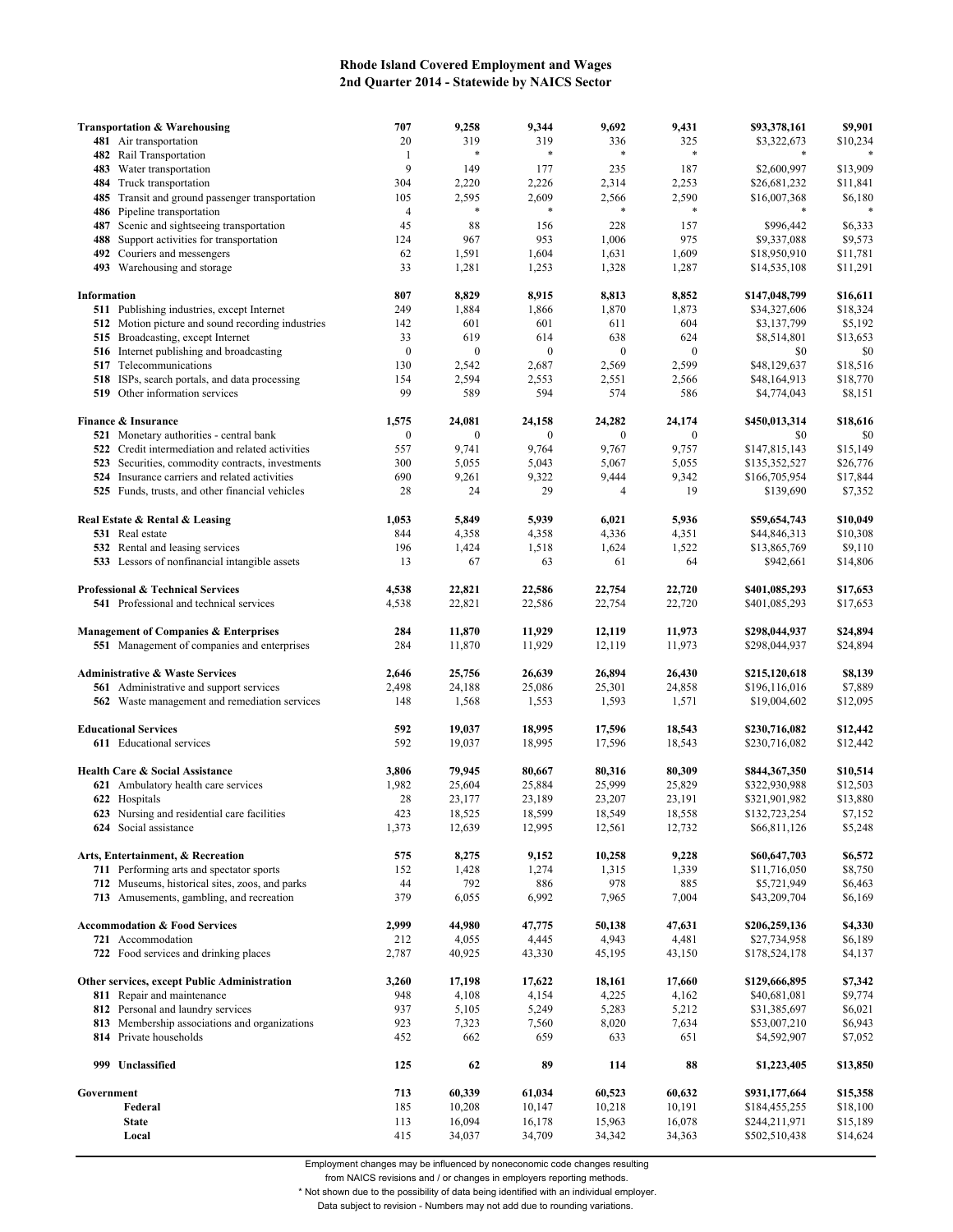# Rhode Island Covered Employment and Wages
## 2nd Quarter 2014 - Statewide by NAICS Sector

| | | | | | | | |
|---|---|---|---|---|---|---|---|
| **Transportation & Warehousing** | **707** | **9,258** | **9,344** | **9,692** | **9,431** | **$93,378,161** | **$9,901** |
| **481** Air transportation | 20 | 319 | 319 | 336 | 325 | $3,322,673 | $10,234 |
| **482** Rail Transportation | 1 | * | * | * | * | * | * |
| **483** Water transportation | 9 | 149 | 177 | 235 | 187 | $2,600,997 | $13,909 |
| **484** Truck transportation | 304 | 2,220 | 2,226 | 2,314 | 2,253 | $26,681,232 | $11,841 |
| **485** Transit and ground passenger transportation | 105 | 2,595 | 2,609 | 2,566 | 2,590 | $16,007,368 | $6,180 |
| **486** Pipeline transportation | 4 | * | * | * | * | * | * |
| **487** Scenic and sightseeing transportation | 45 | 88 | 156 | 228 | 157 | $996,442 | $6,333 |
| **488** Support activities for transportation | 124 | 967 | 953 | 1,006 | 975 | $9,337,088 | $9,573 |
| **492** Couriers and messengers | 62 | 1,591 | 1,604 | 1,631 | 1,609 | $18,950,910 | $11,781 |
| **493** Warehousing and storage | 33 | 1,281 | 1,253 | 1,328 | 1,287 | $14,535,108 | $11,291 |
| **Information** | **807** | **8,829** | **8,915** | **8,813** | **8,852** | **$147,048,799** | **$16,611** |
| **511** Publishing industries, except Internet | 249 | 1,884 | 1,866 | 1,870 | 1,873 | $34,327,606 | $18,324 |
| **512** Motion picture and sound recording industries | 142 | 601 | 601 | 611 | 604 | $3,137,799 | $5,192 |
| **515** Broadcasting, except Internet | 33 | 619 | 614 | 638 | 624 | $8,514,801 | $13,653 |
| **516** Internet publishing and broadcasting | 0 | 0 | 0 | 0 | 0 | $0 | $0 |
| **517** Telecommunications | 130 | 2,542 | 2,687 | 2,569 | 2,599 | $48,129,637 | $18,516 |
| **518** ISPs, search portals, and data processing | 154 | 2,594 | 2,553 | 2,551 | 2,566 | $48,164,913 | $18,770 |
| **519** Other information services | 99 | 589 | 594 | 574 | 586 | $4,774,043 | $8,151 |
| **Finance & Insurance** | **1,575** | **24,081** | **24,158** | **24,282** | **24,174** | **$450,013,314** | **$18,616** |
| **521** Monetary authorities - central bank | 0 | 0 | 0 | 0 | 0 | $0 | $0 |
| **522** Credit intermediation and related activities | 557 | 9,741 | 9,764 | 9,767 | 9,757 | $147,815,143 | $15,149 |
| **523** Securities, commodity contracts, investments | 300 | 5,055 | 5,043 | 5,067 | 5,055 | $135,352,527 | $26,776 |
| **524** Insurance carriers and related activities | 690 | 9,261 | 9,322 | 9,444 | 9,342 | $166,705,954 | $17,844 |
| **525** Funds, trusts, and other financial vehicles | 28 | 24 | 29 | 4 | 19 | $139,690 | $7,352 |
| **Real Estate & Rental & Leasing** | **1,053** | **5,849** | **5,939** | **6,021** | **5,936** | **$59,654,743** | **$10,049** |
| **531** Real estate | 844 | 4,358 | 4,358 | 4,336 | 4,351 | $44,846,313 | $10,308 |
| **532** Rental and leasing services | 196 | 1,424 | 1,518 | 1,624 | 1,522 | $13,865,769 | $9,110 |
| **533** Lessors of nonfinancial intangible assets | 13 | 67 | 63 | 61 | 64 | $942,661 | $14,806 |
| **Professional & Technical Services** | **4,538** | **22,821** | **22,586** | **22,754** | **22,720** | **$401,085,293** | **$17,653** |
| **541** Professional and technical services | 4,538 | 22,821 | 22,586 | 22,754 | 22,720 | $401,085,293 | $17,653 |
| **Management of Companies & Enterprises** | **284** | **11,870** | **11,929** | **12,119** | **11,973** | **$298,044,937** | **$24,894** |
| **551** Management of companies and enterprises | 284 | 11,870 | 11,929 | 12,119 | 11,973 | $298,044,937 | $24,894 |
| **Administrative & Waste Services** | **2,646** | **25,756** | **26,639** | **26,894** | **26,430** | **$215,120,618** | **$8,139** |
| **561** Administrative and support services | 2,498 | 24,188 | 25,086 | 25,301 | 24,858 | $196,116,016 | $7,889 |
| **562** Waste management and remediation services | 148 | 1,568 | 1,553 | 1,593 | 1,571 | $19,004,602 | $12,095 |
| **Educational Services** | **592** | **19,037** | **18,995** | **17,596** | **18,543** | **$230,716,082** | **$12,442** |
| **611** Educational services | 592 | 19,037 | 18,995 | 17,596 | 18,543 | $230,716,082 | $12,442 |
| **Health Care & Social Assistance** | **3,806** | **79,945** | **80,667** | **80,316** | **80,309** | **$844,367,350** | **$10,514** |
| **621** Ambulatory health care services | 1,982 | 25,604 | 25,884 | 25,999 | 25,829 | $322,930,988 | $12,503 |
| **622** Hospitals | 28 | 23,177 | 23,189 | 23,207 | 23,191 | $321,901,982 | $13,880 |
| **623** Nursing and residential care facilities | 423 | 18,525 | 18,599 | 18,549 | 18,558 | $132,723,254 | $7,152 |
| **624** Social assistance | 1,373 | 12,639 | 12,995 | 12,561 | 12,732 | $66,811,126 | $5,248 |
| **Arts, Entertainment, & Recreation** | **575** | **8,275** | **9,152** | **10,258** | **9,228** | **$60,647,703** | **$6,572** |
| **711** Performing arts and spectator sports | 152 | 1,428 | 1,274 | 1,315 | 1,339 | $11,716,050 | $8,750 |
| **712** Museums, historical sites, zoos, and parks | 44 | 792 | 886 | 978 | 885 | $5,721,949 | $6,463 |
| **713** Amusements, gambling, and recreation | 379 | 6,055 | 6,992 | 7,965 | 7,004 | $43,209,704 | $6,169 |
| **Accommodation & Food Services** | **2,999** | **44,980** | **47,775** | **50,138** | **47,631** | **$206,259,136** | **$4,330** |
| **721** Accommodation | 212 | 4,055 | 4,445 | 4,943 | 4,481 | $27,734,958 | $6,189 |
| **722** Food services and drinking places | 2,787 | 40,925 | 43,330 | 45,195 | 43,150 | $178,524,178 | $4,137 |
| **Other services, except Public Administration** | **3,260** | **17,198** | **17,622** | **18,161** | **17,660** | **$129,666,895** | **$7,342** |
| **811** Repair and maintenance | 948 | 4,108 | 4,154 | 4,225 | 4,162 | $40,681,081 | $9,774 |
| **812** Personal and laundry services | 937 | 5,105 | 5,249 | 5,283 | 5,212 | $31,385,697 | $6,021 |
| **813** Membership associations and organizations | 923 | 7,323 | 7,560 | 8,020 | 7,634 | $53,007,210 | $6,943 |
| **814** Private households | 452 | 662 | 659 | 633 | 651 | $4,592,907 | $7,052 |
| **999 Unclassified** | **125** | **62** | **89** | **114** | **88** | **$1,223,405** | **$13,850** |
| **Government** | **713** | **60,339** | **61,034** | **60,523** | **60,632** | **$931,177,664** | **$15,358** |
| **Federal** | 185 | 10,208 | 10,147 | 10,218 | 10,191 | $184,455,255 | $18,100 |
| **State** | 113 | 16,094 | 16,178 | 15,963 | 16,078 | $244,211,971 | $15,189 |
| **Local** | 415 | 34,037 | 34,709 | 34,342 | 34,363 | $502,510,438 | $14,624 |

Employment changes may be influenced by noneconomic code changes resulting from NAICS revisions and / or changes in employers reporting methods.

* Not shown due to the possibility of data being identified with an individual employer.

Data subject to revision - Numbers may not add due to rounding variations.